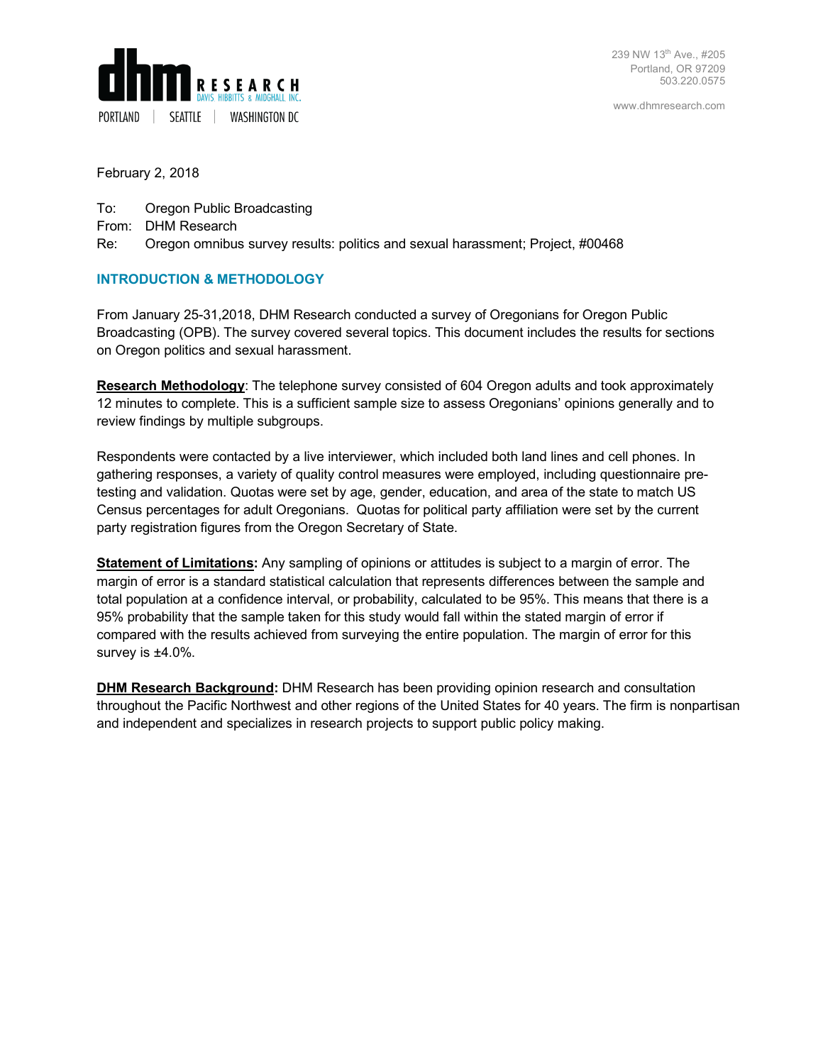**dhm RESEARCH**
DAVIS, HIBBITTS & MIDGHALL, INC.
PORTLAND | SEATTLE | WASHINGTON DC

239 NW 13th Ave., #205
Portland, OR 97209
503.220.0575

www.dhmresearch.com

February 2, 2018

To: Oregon Public Broadcasting
From: DHM Research
Re: Oregon omnibus survey results: politics and sexual harassment; Project, #00468

## INTRODUCTION & METHODOLOGY

From January 25-31,2018, DHM Research conducted a survey of Oregonians for Oregon Public Broadcasting (OPB). The survey covered several topics. This document includes the results for sections on Oregon politics and sexual harassment.

**Research Methodology**: The telephone survey consisted of 604 Oregon adults and took approximately 12 minutes to complete. This is a sufficient sample size to assess Oregonians' opinions generally and to review findings by multiple subgroups.

Respondents were contacted by a live interviewer, which included both land lines and cell phones. In gathering responses, a variety of quality control measures were employed, including questionnaire pre-testing and validation. Quotas were set by age, gender, education, and area of the state to match US Census percentages for adult Oregonians. Quotas for political party affiliation were set by the current party registration figures from the Oregon Secretary of State.

**Statement of Limitations:** Any sampling of opinions or attitudes is subject to a margin of error. The margin of error is a standard statistical calculation that represents differences between the sample and total population at a confidence interval, or probability, calculated to be 95%. This means that there is a 95% probability that the sample taken for this study would fall within the stated margin of error if compared with the results achieved from surveying the entire population. The margin of error for this survey is ±4.0%.

**DHM Research Background:** DHM Research has been providing opinion research and consultation throughout the Pacific Northwest and other regions of the United States for 40 years. The firm is nonpartisan and independent and specializes in research projects to support public policy making.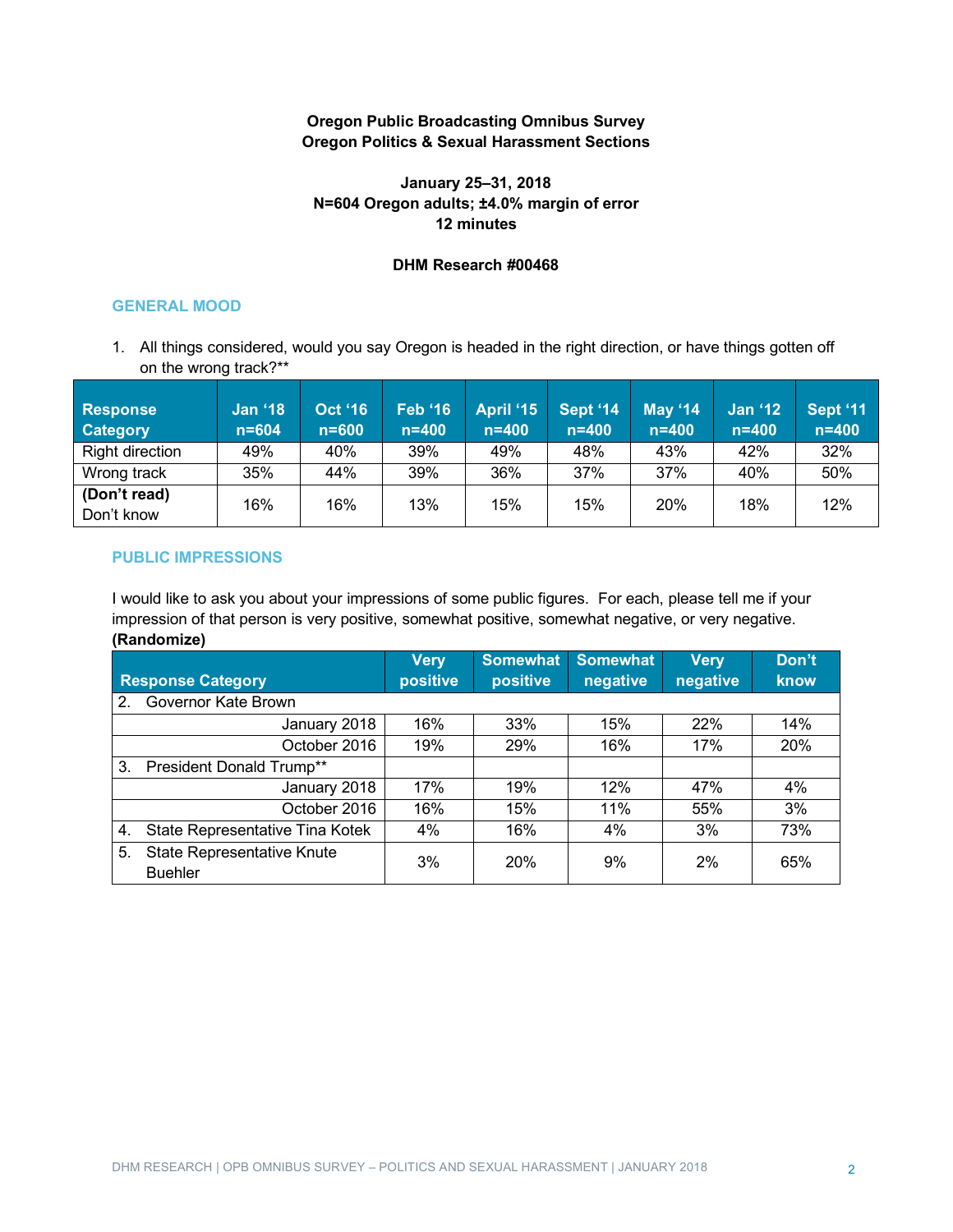**Oregon Public Broadcasting Omnibus Survey**
**Oregon Politics & Sexual Harassment Sections**

**January 25–31, 2018**
**N=604 Oregon adults; ±4.0% margin of error**
**12 minutes**

**DHM Research #00468**

## GENERAL MOOD

1. All things considered, would you say Oregon is headed in the right direction, or have things gotten off on the wrong track?**

| Response Category | Jan '18 n=604 | Oct '16 n=600 | Feb '16 n=400 | April '15 n=400 | Sept '14 n=400 | May '14 n=400 | Jan '12 n=400 | Sept '11 n=400 |
|---|---|---|---|---|---|---|---|---|
| Right direction | 49% | 40% | 39% | 49% | 48% | 43% | 42% | 32% |
| Wrong track | 35% | 44% | 39% | 36% | 37% | 37% | 40% | 50% |
| **(Don't read)** Don't know | 16% | 16% | 13% | 15% | 15% | 20% | 18% | 12% |

## PUBLIC IMPRESSIONS

I would like to ask you about your impressions of some public figures. For each, please tell me if your impression of that person is very positive, somewhat positive, somewhat negative, or very negative. **(Randomize)**

| Response Category | Very positive | Somewhat positive | Somewhat negative | Very negative | Don't know |
|---|---|---|---|---|---|
| 2. Governor Kate Brown | | | | | |
| January 2018 | 16% | 33% | 15% | 22% | 14% |
| October 2016 | 19% | 29% | 16% | 17% | 20% |
| 3. President Donald Trump** | | | | | |
| January 2018 | 17% | 19% | 12% | 47% | 4% |
| October 2016 | 16% | 15% | 11% | 55% | 3% |
| 4. State Representative Tina Kotek | 4% | 16% | 4% | 3% | 73% |
| 5. State Representative Knute Buehler | 3% | 20% | 9% | 2% | 65% |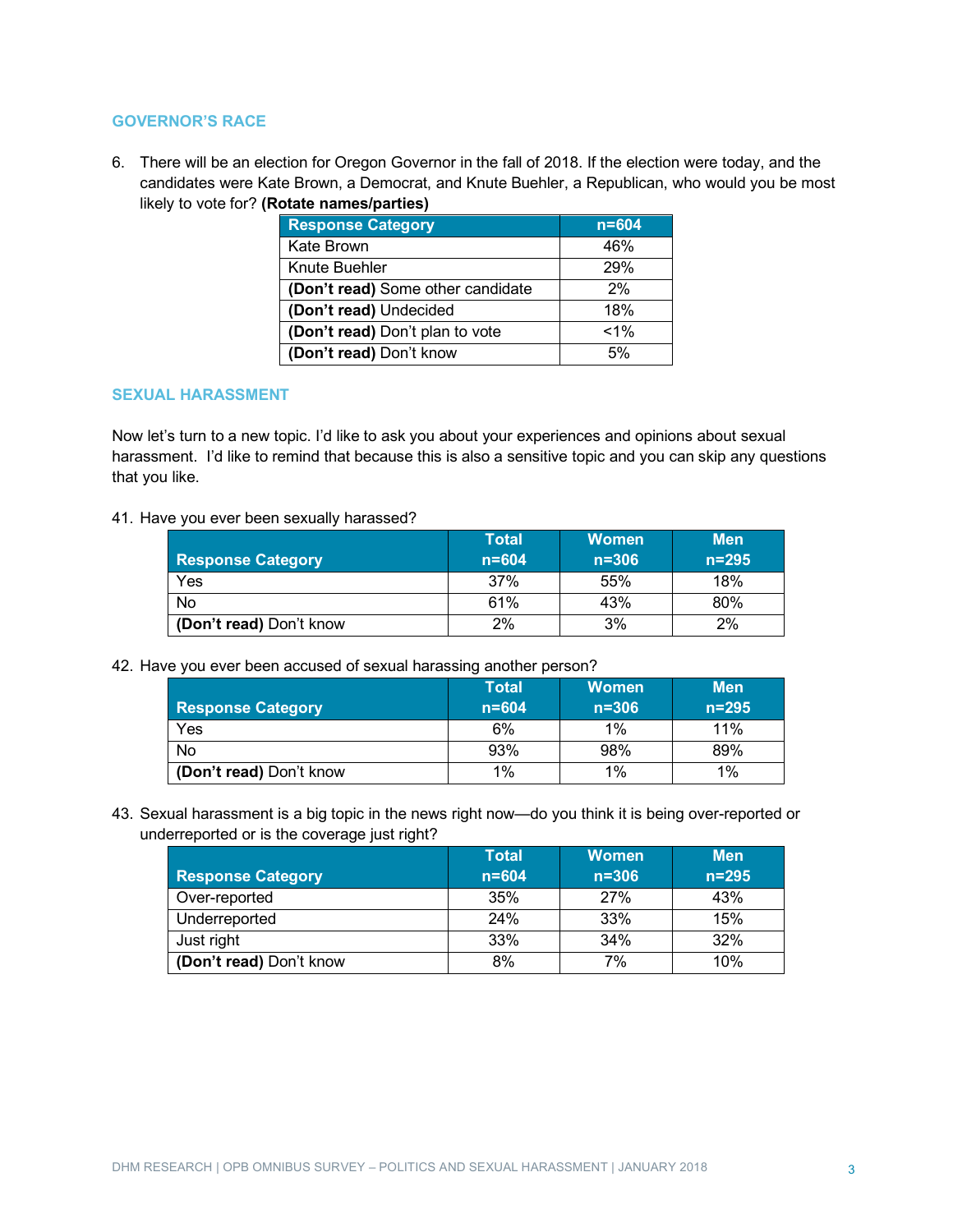## GOVERNOR'S RACE

6. There will be an election for Oregon Governor in the fall of 2018. If the election were today, and the candidates were Kate Brown, a Democrat, and Knute Buehler, a Republican, who would you be most likely to vote for? **(Rotate names/parties)**

| Response Category | n=604 |
|---|---|
| Kate Brown | 46% |
| Knute Buehler | 29% |
| **(Don't read)** Some other candidate | 2% |
| **(Don't read)** Undecided | 18% |
| **(Don't read)** Don't plan to vote | <1% |
| **(Don't read)** Don't know | 5% |

## SEXUAL HARASSMENT

Now let's turn to a new topic. I'd like to ask you about your experiences and opinions about sexual harassment. I'd like to remind that because this is also a sensitive topic and you can skip any questions that you like.

41. Have you ever been sexually harassed?

| Response Category | Total n=604 | Women n=306 | Men n=295 |
|---|---|---|---|
| Yes | 37% | 55% | 18% |
| No | 61% | 43% | 80% |
| **(Don't read)** Don't know | 2% | 3% | 2% |

42. Have you ever been accused of sexual harassing another person?

| Response Category | Total n=604 | Women n=306 | Men n=295 |
|---|---|---|---|
| Yes | 6% | 1% | 11% |
| No | 93% | 98% | 89% |
| **(Don't read)** Don't know | 1% | 1% | 1% |

43. Sexual harassment is a big topic in the news right now—do you think it is being over-reported or underreported or is the coverage just right?

| Response Category | Total n=604 | Women n=306 | Men n=295 |
|---|---|---|---|
| Over-reported | 35% | 27% | 43% |
| Underreported | 24% | 33% | 15% |
| Just right | 33% | 34% | 32% |
| **(Don't read)** Don't know | 8% | 7% | 10% |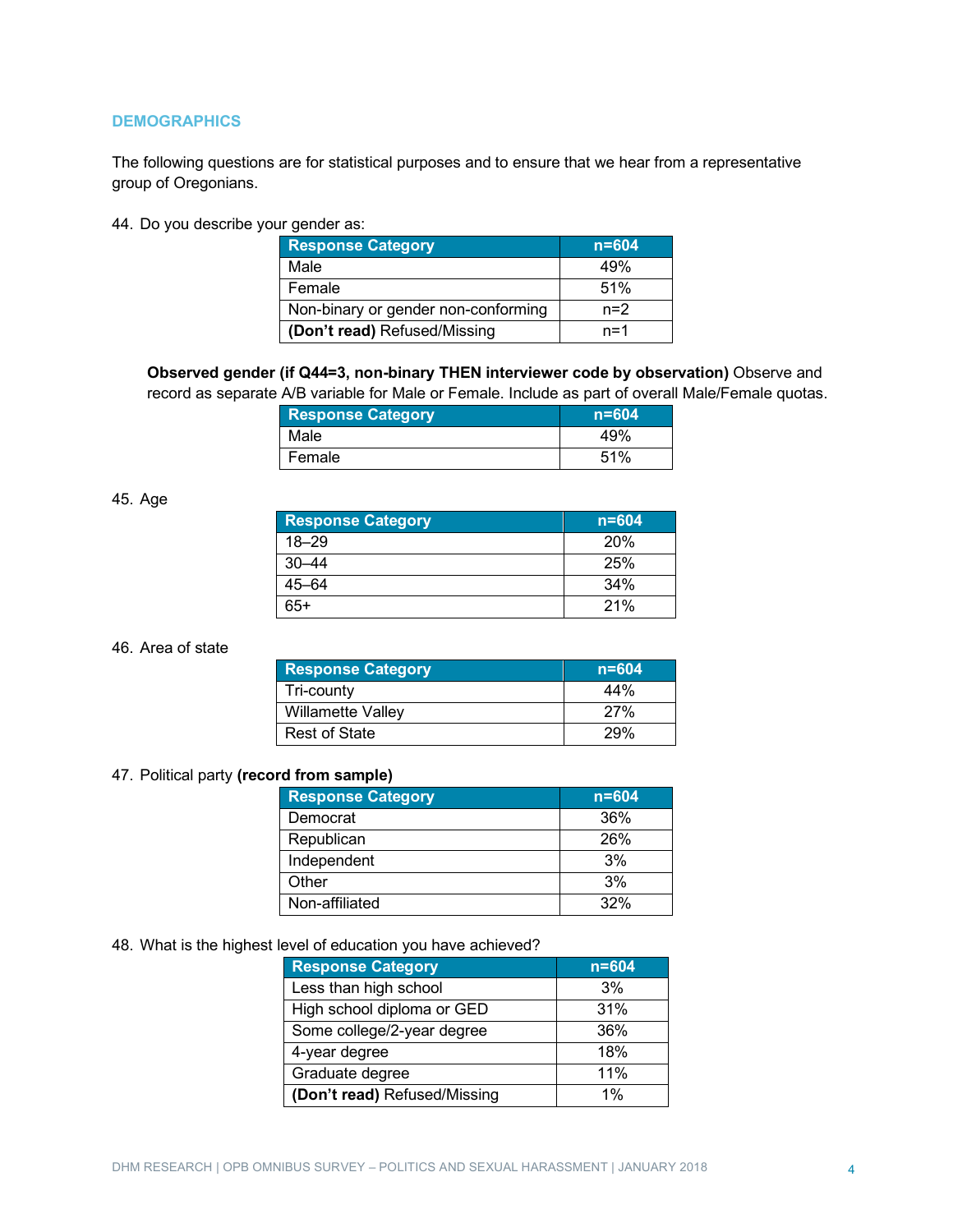## DEMOGRAPHICS

The following questions are for statistical purposes and to ensure that we hear from a representative group of Oregonians.

44. Do you describe your gender as:

| Response Category | n=604 |
|---|---|
| Male | 49% |
| Female | 51% |
| Non-binary or gender non-conforming | n=2 |
| **(Don't read)** Refused/Missing | n=1 |

**Observed gender (if Q44=3, non-binary THEN interviewer code by observation)** Observe and record as separate A/B variable for Male or Female. Include as part of overall Male/Female quotas.

| Response Category | n=604 |
|---|---|
| Male | 49% |
| Female | 51% |

45. Age

| Response Category | n=604 |
|---|---|
| 18–29 | 20% |
| 30–44 | 25% |
| 45–64 | 34% |
| 65+ | 21% |

46. Area of state

| Response Category | n=604 |
|---|---|
| Tri-county | 44% |
| Willamette Valley | 27% |
| Rest of State | 29% |

47. Political party **(record from sample)**

| Response Category | n=604 |
|---|---|
| Democrat | 36% |
| Republican | 26% |
| Independent | 3% |
| Other | 3% |
| Non-affiliated | 32% |

48. What is the highest level of education you have achieved?

| Response Category | n=604 |
|---|---|
| Less than high school | 3% |
| High school diploma or GED | 31% |
| Some college/2-year degree | 36% |
| 4-year degree | 18% |
| Graduate degree | 11% |
| **(Don't read)** Refused/Missing | 1% |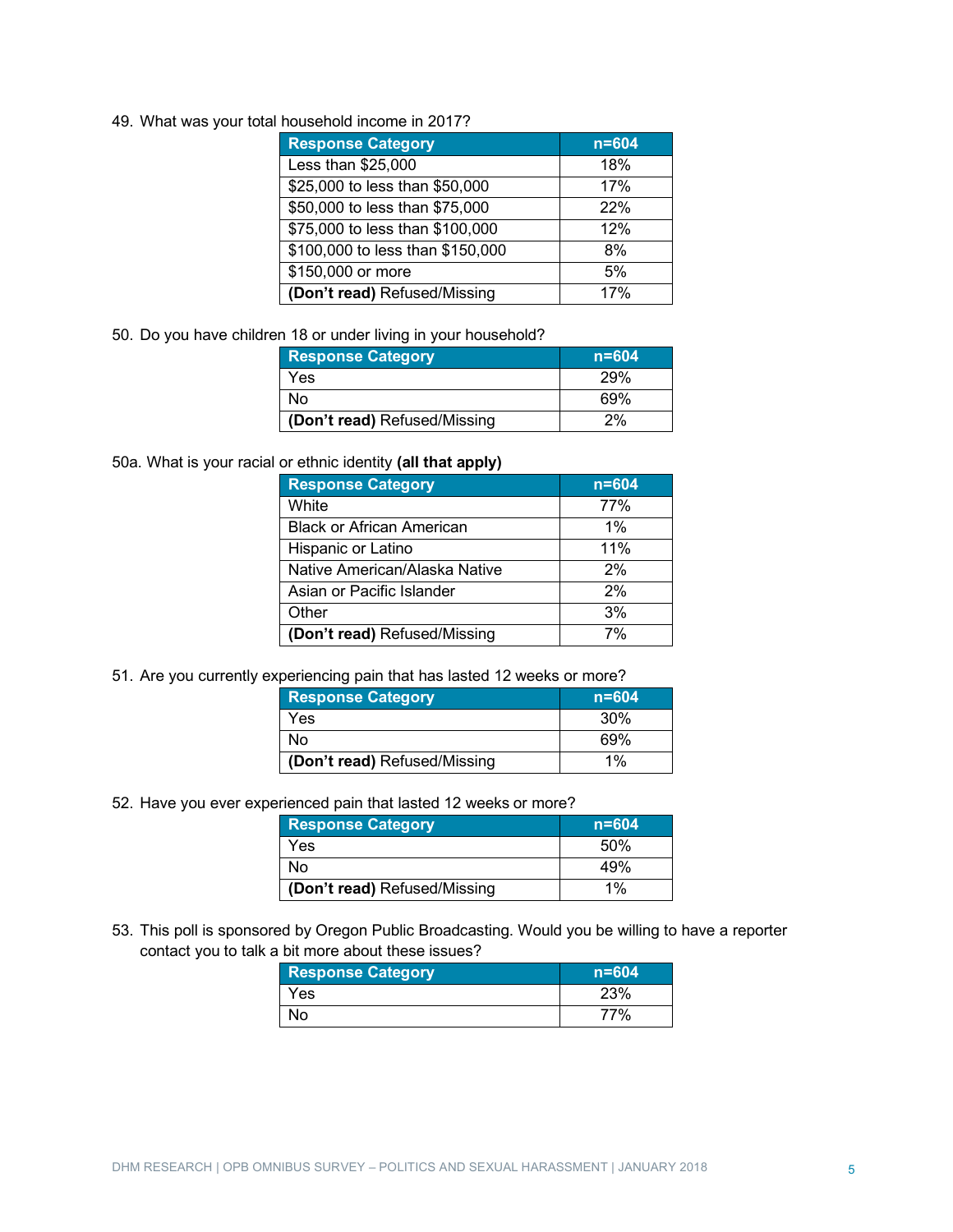49. What was your total household income in 2017?

| Response Category | n=604 |
| --- | --- |
| Less than $25,000 | 18% |
| $25,000 to less than $50,000 | 17% |
| $50,000 to less than $75,000 | 22% |
| $75,000 to less than $100,000 | 12% |
| $100,000 to less than $150,000 | 8% |
| $150,000 or more | 5% |
| **(Don't read)** Refused/Missing | 17% |

50. Do you have children 18 or under living in your household?

| Response Category | n=604 |
| --- | --- |
| Yes | 29% |
| No | 69% |
| **(Don't read)** Refused/Missing | 2% |

50a. What is your racial or ethnic identity **(all that apply)**

| Response Category | n=604 |
| --- | --- |
| White | 77% |
| Black or African American | 1% |
| Hispanic or Latino | 11% |
| Native American/Alaska Native | 2% |
| Asian or Pacific Islander | 2% |
| Other | 3% |
| **(Don't read)** Refused/Missing | 7% |

51. Are you currently experiencing pain that has lasted 12 weeks or more?

| Response Category | n=604 |
| --- | --- |
| Yes | 30% |
| No | 69% |
| **(Don't read)** Refused/Missing | 1% |

52. Have you ever experienced pain that lasted 12 weeks or more?

| Response Category | n=604 |
| --- | --- |
| Yes | 50% |
| No | 49% |
| **(Don't read)** Refused/Missing | 1% |

53. This poll is sponsored by Oregon Public Broadcasting. Would you be willing to have a reporter contact you to talk a bit more about these issues?

| Response Category | n=604 |
| --- | --- |
| Yes | 23% |
| No | 77% |